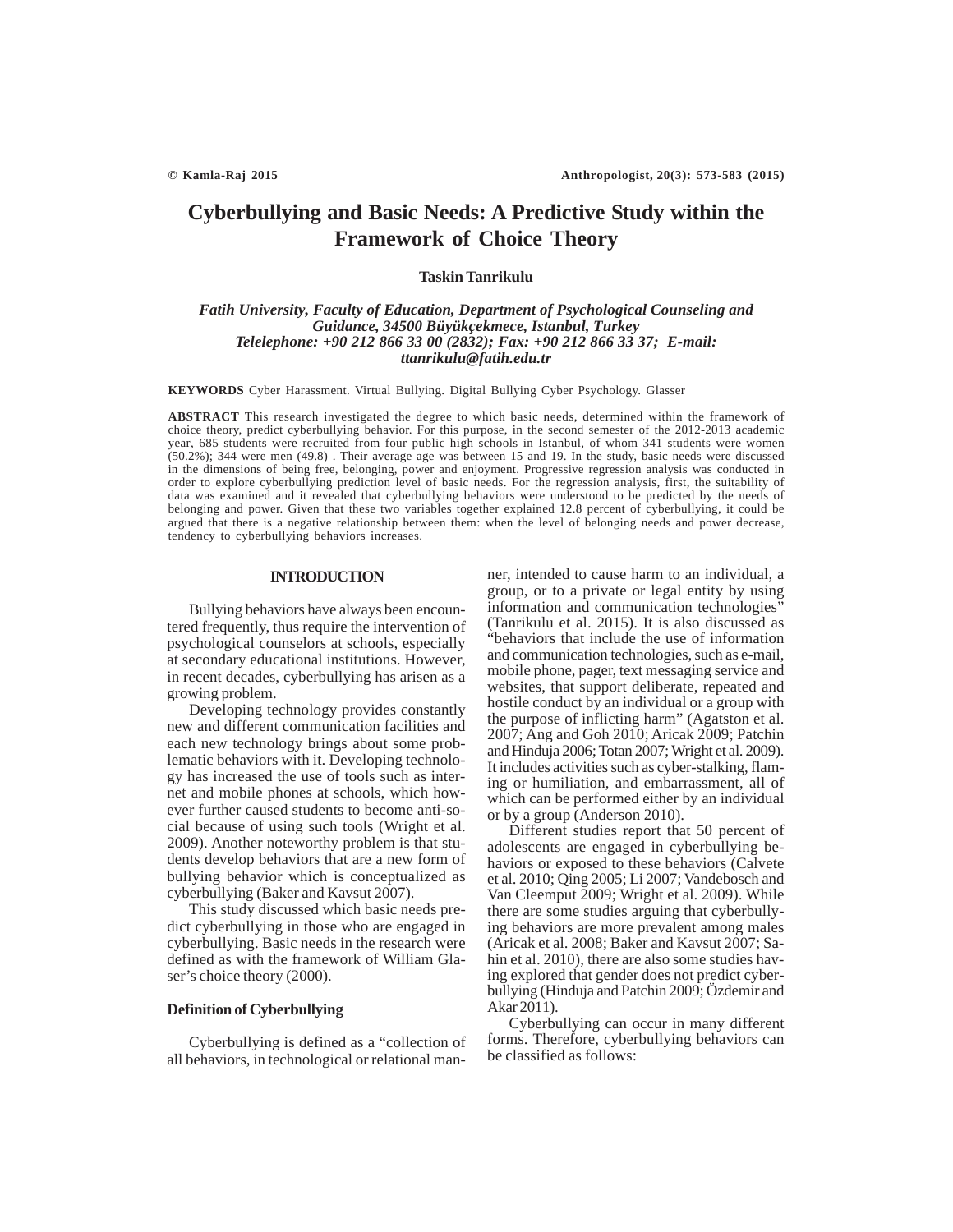# Cyberbullying and Basic Needs: A Predictive Study within the Framework of Choice Theory

**Taskin Tanrikulu**

***Fatih University, Faculty of Education, Department of Psychological Counseling and Guidance, 34500 Büyükçekmece, Istanbul, Turkey***
***Telelephone: +90 212 866 33 00 (2832); Fax: +90 212 866 33 37; E-mail: ttanrikulu@fatih.edu.tr***

**KEYWORDS** Cyber Harassment. Virtual Bullying. Digital Bullying Cyber Psychology. Glasser

**ABSTRACT** This research investigated the degree to which basic needs, determined within the framework of choice theory, predict cyberbullying behavior. For this purpose, in the second semester of the 2012-2013 academic year, 685 students were recruited from four public high schools in Istanbul, of whom 341 students were women (50.2%); 344 were men (49.8) . Their average age was between 15 and 19. In the study, basic needs were discussed in the dimensions of being free, belonging, power and enjoyment. Progressive regression analysis was conducted in order to explore cyberbullying prediction level of basic needs. For the regression analysis, first, the suitability of data was examined and it revealed that cyberbullying behaviors were understood to be predicted by the needs of belonging and power. Given that these two variables together explained 12.8 percent of cyberbullying, it could be argued that there is a negative relationship between them: when the level of belonging needs and power decrease, tendency to cyberbullying behaviors increases.

## INTRODUCTION

Bullying behaviors have always been encountered frequently, thus require the intervention of psychological counselors at schools, especially at secondary educational institutions. However, in recent decades, cyberbullying has arisen as a growing problem.

Developing technology provides constantly new and different communication facilities and each new technology brings about some problematic behaviors with it. Developing technology has increased the use of tools such as internet and mobile phones at schools, which however further caused students to become anti-social because of using such tools (Wright et al. 2009). Another noteworthy problem is that students develop behaviors that are a new form of bullying behavior which is conceptualized as cyberbullying (Baker and Kavsut 2007).

This study discussed which basic needs predict cyberbullying in those who are engaged in cyberbullying. Basic needs in the research were defined as with the framework of William Glaser's choice theory (2000).

### Definition of Cyberbullying

Cyberbullying is defined as a "collection of all behaviors, in technological or relational manner, intended to cause harm to an individual, a group, or to a private or legal entity by using information and communication technologies" (Tanrikulu et al. 2015). It is also discussed as "behaviors that include the use of information and communication technologies, such as e-mail, mobile phone, pager, text messaging service and websites, that support deliberate, repeated and hostile conduct by an individual or a group with the purpose of inflicting harm" (Agatston et al. 2007; Ang and Goh 2010; Aricak 2009; Patchin and Hinduja 2006; Totan 2007; Wright et al. 2009). It includes activities such as cyber-stalking, flaming or humiliation, and embarrassment, all of which can be performed either by an individual or by a group (Anderson 2010).

Different studies report that 50 percent of adolescents are engaged in cyberbullying behaviors or exposed to these behaviors (Calvete et al. 2010; Qing 2005; Li 2007; Vandebosch and Van Cleemput 2009; Wright et al. 2009). While there are some studies arguing that cyberbullying behaviors are more prevalent among males (Aricak et al. 2008; Baker and Kavsut 2007; Sahin et al. 2010), there are also some studies having explored that gender does not predict cyberbullying (Hinduja and Patchin 2009; Özdemir and Akar 2011).

Cyberbullying can occur in many different forms. Therefore, cyberbullying behaviors can be classified as follows: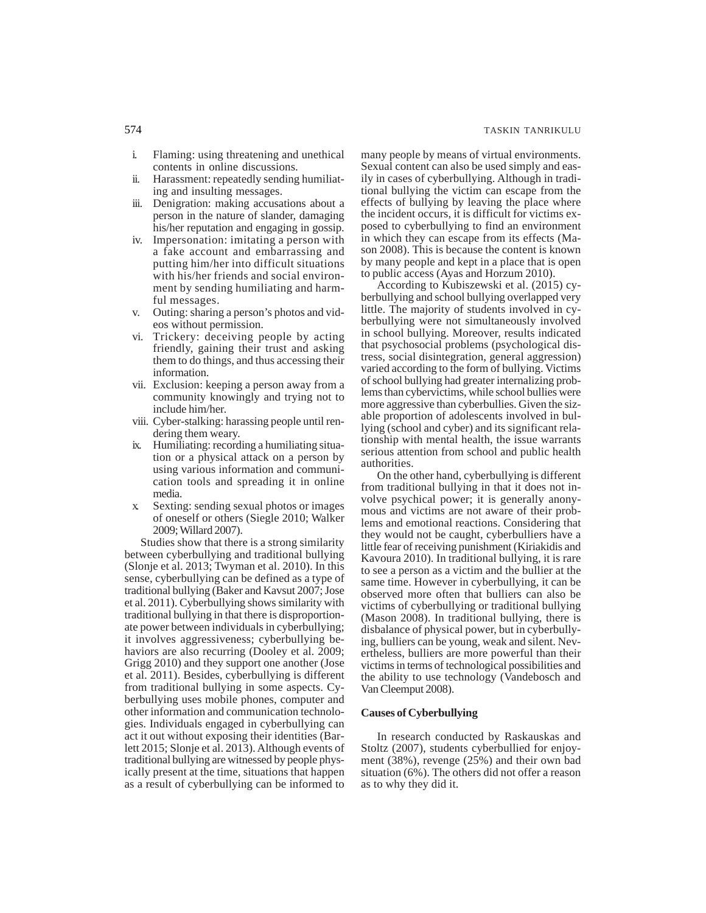i. Flaming: using threatening and unethical contents in online discussions.
ii. Harassment: repeatedly sending humiliating and insulting messages.
iii. Denigration: making accusations about a person in the nature of slander, damaging his/her reputation and engaging in gossip.
iv. Impersonation: imitating a person with a fake account and embarrassing and putting him/her into difficult situations with his/her friends and social environment by sending humiliating and harmful messages.
v. Outing: sharing a person's photos and videos without permission.
vi. Trickery: deceiving people by acting friendly, gaining their trust and asking them to do things, and thus accessing their information.
vii. Exclusion: keeping a person away from a community knowingly and trying not to include him/her.
viii. Cyber-stalking: harassing people until rendering them weary.
ix. Humiliating: recording a humiliating situation or a physical attack on a person by using various information and communication tools and spreading it in online media.
x. Sexting: sending sexual photos or images of oneself or others (Siegle 2010; Walker 2009; Willard 2007).

Studies show that there is a strong similarity between cyberbullying and traditional bullying (Slonje et al. 2013; Twyman et al. 2010). In this sense, cyberbullying can be defined as a type of traditional bullying (Baker and Kavsut 2007; Jose et al. 2011). Cyberbullying shows similarity with traditional bullying in that there is disproportionate power between individuals in cyberbullying; it involves aggressiveness; cyberbullying behaviors are also recurring (Dooley et al. 2009; Grigg 2010) and they support one another (Jose et al. 2011). Besides, cyberbullying is different from traditional bullying in some aspects. Cyberbullying uses mobile phones, computer and other information and communication technologies. Individuals engaged in cyberbullying can act it out without exposing their identities (Barlett 2015; Slonje et al. 2013). Although events of traditional bullying are witnessed by people physically present at the time, situations that happen as a result of cyberbullying can be informed to many people by means of virtual environments. Sexual content can also be used simply and easily in cases of cyberbullying. Although in traditional bullying the victim can escape from the effects of bullying by leaving the place where the incident occurs, it is difficult for victims exposed to cyberbullying to find an environment in which they can escape from its effects (Mason 2008). This is because the content is known by many people and kept in a place that is open to public access (Ayas and Horzum 2010).

According to Kubiszewski et al. (2015) cyberbullying and school bullying overlapped very little. The majority of students involved in cyberbullying were not simultaneously involved in school bullying. Moreover, results indicated that psychosocial problems (psychological distress, social disintegration, general aggression) varied according to the form of bullying. Victims of school bullying had greater internalizing problems than cybervictims, while school bullies were more aggressive than cyberbullies. Given the sizable proportion of adolescents involved in bullying (school and cyber) and its significant relationship with mental health, the issue warrants serious attention from school and public health authorities.

On the other hand, cyberbullying is different from traditional bullying in that it does not involve psychical power; it is generally anonymous and victims are not aware of their problems and emotional reactions. Considering that they would not be caught, cyberbulliers have a little fear of receiving punishment (Kiriakidis and Kavoura 2010). In traditional bullying, it is rare to see a person as a victim and the bullier at the same time. However in cyberbullying, it can be observed more often that bulliers can also be victims of cyberbullying or traditional bullying (Mason 2008). In traditional bullying, there is disbalance of physical power, but in cyberbullying, bulliers can be young, weak and silent. Nevertheless, bulliers are more powerful than their victims in terms of technological possibilities and the ability to use technology (Vandebosch and Van Cleemput 2008).

## Causes of Cyberbullying

In research conducted by Raskauskas and Stoltz (2007), students cyberbullied for enjoyment (38%), revenge (25%) and their own bad situation (6%). The others did not offer a reason as to why they did it.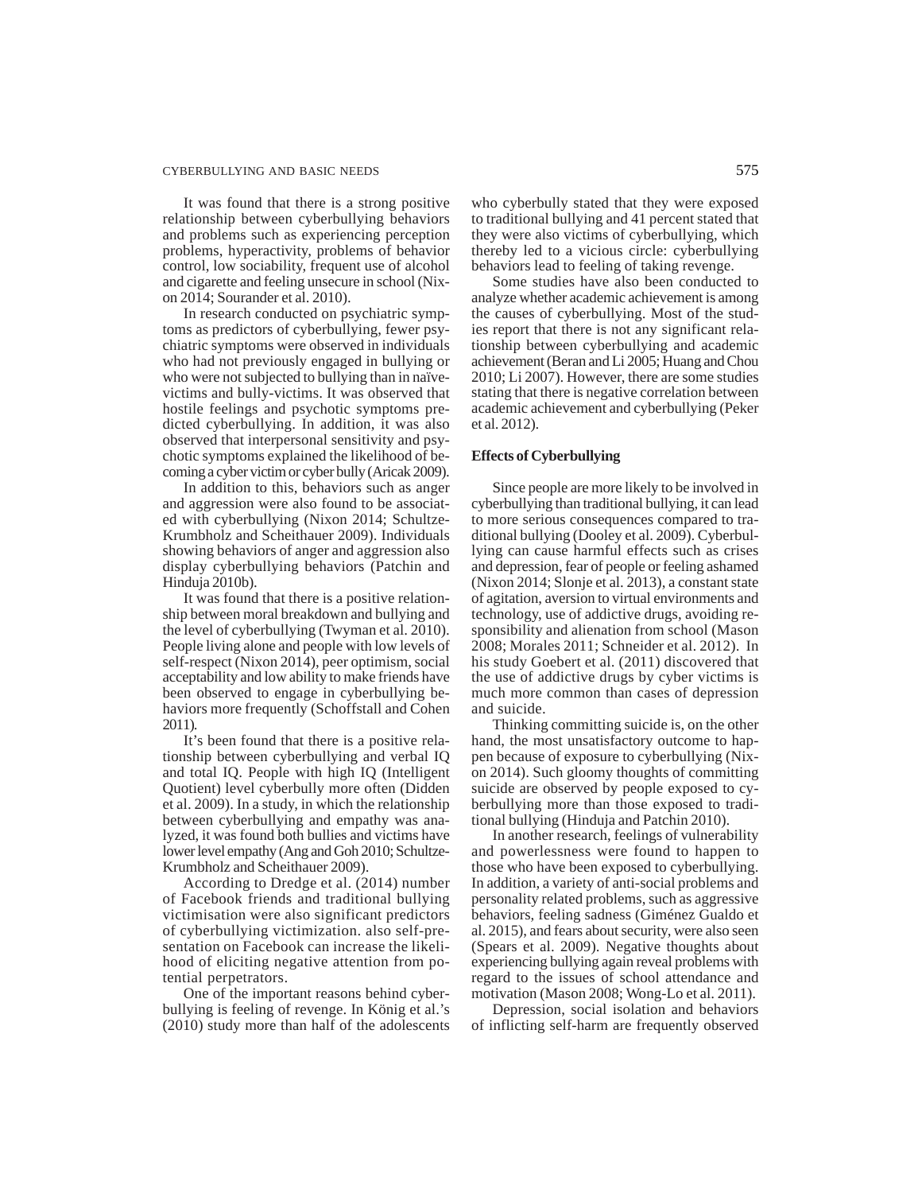It was found that there is a strong positive relationship between cyberbullying behaviors and problems such as experiencing perception problems, hyperactivity, problems of behavior control, low sociability, frequent use of alcohol and cigarette and feeling unsecure in school (Nixon 2014; Sourander et al. 2010).

In research conducted on psychiatric symptoms as predictors of cyberbullying, fewer psychiatric symptoms were observed in individuals who had not previously engaged in bullying or who were not subjected to bullying than in naïve-victims and bully-victims. It was observed that hostile feelings and psychotic symptoms predicted cyberbullying. In addition, it was also observed that interpersonal sensitivity and psychotic symptoms explained the likelihood of becoming a cyber victim or cyber bully (Aricak 2009).

In addition to this, behaviors such as anger and aggression were also found to be associated with cyberbullying (Nixon 2014; Schultze-Krumbholz and Scheithauer 2009). Individuals showing behaviors of anger and aggression also display cyberbullying behaviors (Patchin and Hinduja 2010b).

It was found that there is a positive relationship between moral breakdown and bullying and the level of cyberbullying (Twyman et al. 2010). People living alone and people with low levels of self-respect (Nixon 2014), peer optimism, social acceptability and low ability to make friends have been observed to engage in cyberbullying behaviors more frequently (Schoffstall and Cohen 2011).

It's been found that there is a positive relationship between cyberbullying and verbal IQ and total IQ. People with high IQ (Intelligent Quotient) level cyberbully more often (Didden et al. 2009). In a study, in which the relationship between cyberbullying and empathy was analyzed, it was found both bullies and victims have lower level empathy (Ang and Goh 2010; Schultze-Krumbholz and Scheithauer 2009).

According to Dredge et al. (2014) number of Facebook friends and traditional bullying victimisation were also significant predictors of cyberbullying victimization. also self-presentation on Facebook can increase the likelihood of eliciting negative attention from potential perpetrators.

One of the important reasons behind cyberbullying is feeling of revenge. In König et al.'s (2010) study more than half of the adolescents who cyberbully stated that they were exposed to traditional bullying and 41 percent stated that they were also victims of cyberbullying, which thereby led to a vicious circle: cyberbullying behaviors lead to feeling of taking revenge.

Some studies have also been conducted to analyze whether academic achievement is among the causes of cyberbullying. Most of the studies report that there is not any significant relationship between cyberbullying and academic achievement (Beran and Li 2005; Huang and Chou 2010; Li 2007). However, there are some studies stating that there is negative correlation between academic achievement and cyberbullying (Peker et al. 2012).

**Effects of Cyberbullying**

Since people are more likely to be involved in cyberbullying than traditional bullying, it can lead to more serious consequences compared to traditional bullying (Dooley et al. 2009). Cyberbullying can cause harmful effects such as crises and depression, fear of people or feeling ashamed (Nixon 2014; Slonje et al. 2013), a constant state of agitation, aversion to virtual environments and technology, use of addictive drugs, avoiding responsibility and alienation from school (Mason 2008; Morales 2011; Schneider et al. 2012). In his study Goebert et al. (2011) discovered that the use of addictive drugs by cyber victims is much more common than cases of depression and suicide.

Thinking committing suicide is, on the other hand, the most unsatisfactory outcome to happen because of exposure to cyberbullying (Nixon 2014). Such gloomy thoughts of committing suicide are observed by people exposed to cyberbullying more than those exposed to traditional bullying (Hinduja and Patchin 2010).

In another research, feelings of vulnerability and powerlessness were found to happen to those who have been exposed to cyberbullying. In addition, a variety of anti-social problems and personality related problems, such as aggressive behaviors, feeling sadness (Giménez Gualdo et al. 2015), and fears about security, were also seen (Spears et al. 2009). Negative thoughts about experiencing bullying again reveal problems with regard to the issues of school attendance and motivation (Mason 2008; Wong-Lo et al. 2011).

Depression, social isolation and behaviors of inflicting self-harm are frequently observed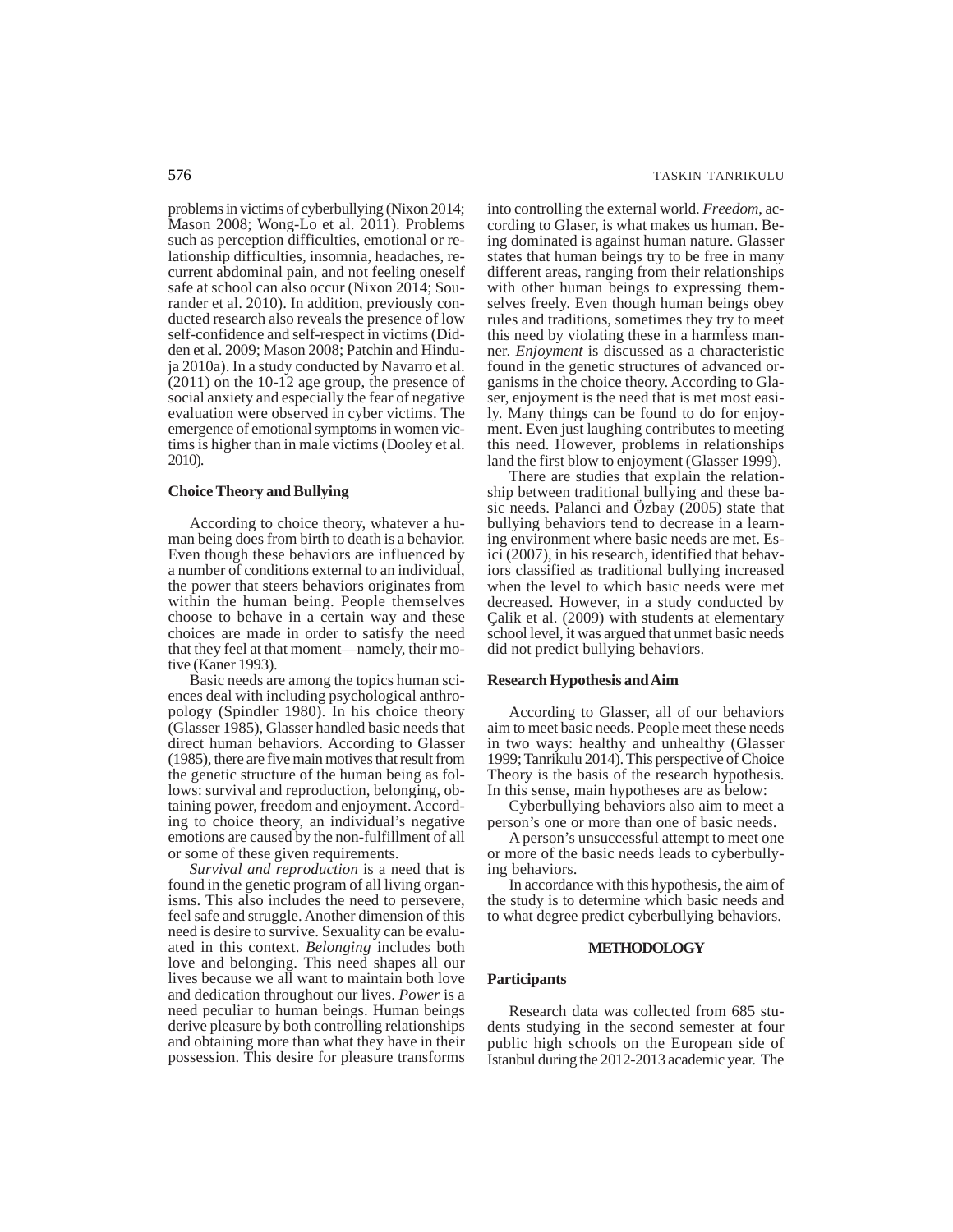problems in victims of cyberbullying (Nixon 2014; Mason 2008; Wong-Lo et al. 2011). Problems such as perception difficulties, emotional or relationship difficulties, insomnia, headaches, recurrent abdominal pain, and not feeling oneself safe at school can also occur (Nixon 2014; Sourander et al. 2010). In addition, previously conducted research also reveals the presence of low self-confidence and self-respect in victims (Didden et al. 2009; Mason 2008; Patchin and Hinduja 2010a). In a study conducted by Navarro et al. (2011) on the 10-12 age group, the presence of social anxiety and especially the fear of negative evaluation were observed in cyber victims. The emergence of emotional symptoms in women victims is higher than in male victims (Dooley et al. 2010).

### Choice Theory and Bullying

According to choice theory, whatever a human being does from birth to death is a behavior. Even though these behaviors are influenced by a number of conditions external to an individual, the power that steers behaviors originates from within the human being. People themselves choose to behave in a certain way and these choices are made in order to satisfy the need that they feel at that moment—namely, their motive (Kaner 1993).

Basic needs are among the topics human sciences deal with including psychological anthropology (Spindler 1980). In his choice theory (Glasser 1985), Glasser handled basic needs that direct human behaviors. According to Glasser (1985), there are five main motives that result from the genetic structure of the human being as follows: survival and reproduction, belonging, obtaining power, freedom and enjoyment. According to choice theory, an individual's negative emotions are caused by the non-fulfillment of all or some of these given requirements.

*Survival and reproduction* is a need that is found in the genetic program of all living organisms. This also includes the need to persevere, feel safe and struggle. Another dimension of this need is desire to survive. Sexuality can be evaluated in this context. *Belonging* includes both love and belonging. This need shapes all our lives because we all want to maintain both love and dedication throughout our lives. *Power* is a need peculiar to human beings. Human beings derive pleasure by both controlling relationships and obtaining more than what they have in their possession. This desire for pleasure transforms into controlling the external world. *Freedom*, according to Glaser, is what makes us human. Being dominated is against human nature. Glasser states that human beings try to be free in many different areas, ranging from their relationships with other human beings to expressing themselves freely. Even though human beings obey rules and traditions, sometimes they try to meet this need by violating these in a harmless manner. *Enjoyment* is discussed as a characteristic found in the genetic structures of advanced organisms in the choice theory. According to Glaser, enjoyment is the need that is met most easily. Many things can be found to do for enjoyment. Even just laughing contributes to meeting this need. However, problems in relationships land the first blow to enjoyment (Glasser 1999).

There are studies that explain the relationship between traditional bullying and these basic needs. Palanci and Özbay (2005) state that bullying behaviors tend to decrease in a learning environment where basic needs are met. Esici (2007), in his research, identified that behaviors classified as traditional bullying increased when the level to which basic needs were met decreased. However, in a study conducted by Çalik et al. (2009) with students at elementary school level, it was argued that unmet basic needs did not predict bullying behaviors.

### Research Hypothesis and Aim

According to Glasser, all of our behaviors aim to meet basic needs. People meet these needs in two ways: healthy and unhealthy (Glasser 1999; Tanrikulu 2014). This perspective of Choice Theory is the basis of the research hypothesis. In this sense, main hypotheses are as below:

Cyberbullying behaviors also aim to meet a person's one or more than one of basic needs.

A person's unsuccessful attempt to meet one or more of the basic needs leads to cyberbullying behaviors.

In accordance with this hypothesis, the aim of the study is to determine which basic needs and to what degree predict cyberbullying behaviors.

## METHODOLOGY

### Participants

Research data was collected from 685 students studying in the second semester at four public high schools on the European side of Istanbul during the 2012-2013 academic year. The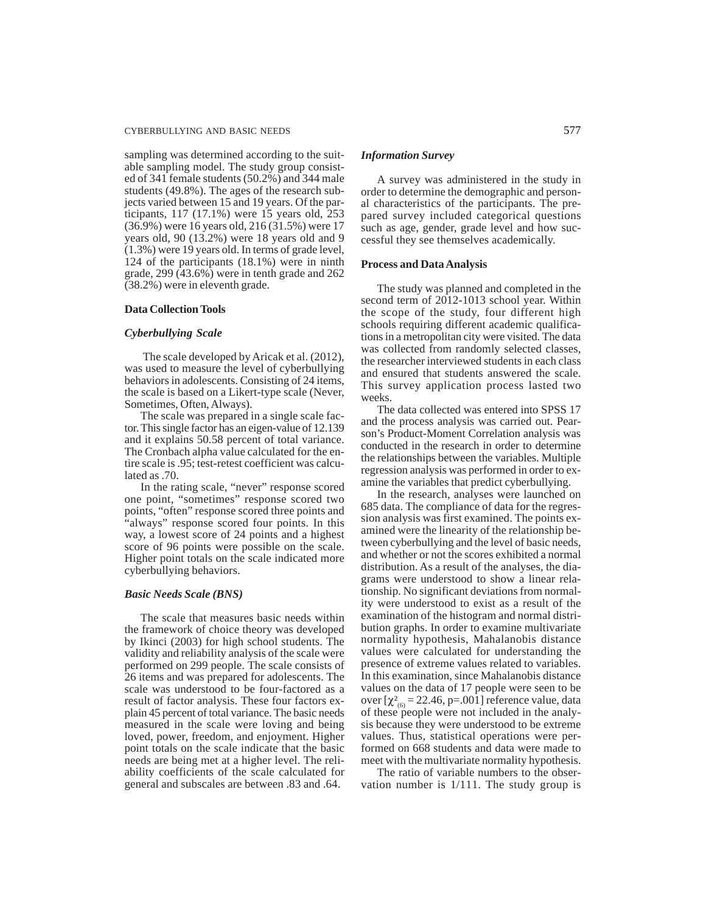sampling was determined according to the suitable sampling model. The study group consisted of 341 female students (50.2%) and 344 male students (49.8%). The ages of the research subjects varied between 15 and 19 years. Of the participants, 117 (17.1%) were 15 years old, 253 (36.9%) were 16 years old, 216 (31.5%) were 17 years old, 90 (13.2%) were 18 years old and 9 (1.3%) were 19 years old. In terms of grade level, 124 of the participants (18.1%) were in ninth grade, 299 (43.6%) were in tenth grade and 262 (38.2%) were in eleventh grade.

### Data Collection Tools

#### *Cyberbullying Scale*

The scale developed by Aricak et al. (2012), was used to measure the level of cyberbullying behaviors in adolescents. Consisting of 24 items, the scale is based on a Likert-type scale (Never, Sometimes, Often, Always).

The scale was prepared in a single scale factor. This single factor has an eigen-value of 12.139 and it explains 50.58 percent of total variance. The Cronbach alpha value calculated for the entire scale is .95; test-retest coefficient was calculated as .70.

In the rating scale, "never" response scored one point, "sometimes" response scored two points, "often" response scored three points and "always" response scored four points. In this way, a lowest score of 24 points and a highest score of 96 points were possible on the scale. Higher point totals on the scale indicated more cyberbullying behaviors.

#### *Basic Needs Scale (BNS)*

The scale that measures basic needs within the framework of choice theory was developed by Ikinci (2003) for high school students. The validity and reliability analysis of the scale were performed on 299 people. The scale consists of 26 items and was prepared for adolescents. The scale was understood to be four-factored as a result of factor analysis. These four factors explain 45 percent of total variance. The basic needs measured in the scale were loving and being loved, power, freedom, and enjoyment. Higher point totals on the scale indicate that the basic needs are being met at a higher level. The reliability coefficients of the scale calculated for general and subscales are between .83 and .64.

#### *Information Survey*

A survey was administered in the study in order to determine the demographic and personal characteristics of the participants. The prepared survey included categorical questions such as age, gender, grade level and how successful they see themselves academically.

### Process and Data Analysis

The study was planned and completed in the second term of 2012-1013 school year. Within the scope of the study, four different high schools requiring different academic qualifications in a metropolitan city were visited. The data was collected from randomly selected classes, the researcher interviewed students in each class and ensured that students answered the scale. This survey application process lasted two weeks.

The data collected was entered into SPSS 17 and the process analysis was carried out. Pearson's Product-Moment Correlation analysis was conducted in the research in order to determine the relationships between the variables. Multiple regression analysis was performed in order to examine the variables that predict cyberbullying.

In the research, analyses were launched on 685 data. The compliance of data for the regression analysis was first examined. The points examined were the linearity of the relationship between cyberbullying and the level of basic needs, and whether or not the scores exhibited a normal distribution. As a result of the analyses, the diagrams were understood to show a linear relationship. No significant deviations from normality were understood to exist as a result of the examination of the histogram and normal distribution graphs. In order to examine multivariate normality hypothesis, Mahalanobis distance values were calculated for understanding the presence of extreme values related to variables. In this examination, since Mahalanobis distance values on the data of 17 people were seen to be over [$\chi^2_{(6)} = 22.46$, $p=.001$] reference value, data of these people were not included in the analysis because they were understood to be extreme values. Thus, statistical operations were performed on 668 students and data were made to meet with the multivariate normality hypothesis.

The ratio of variable numbers to the observation number is 1/111. The study group is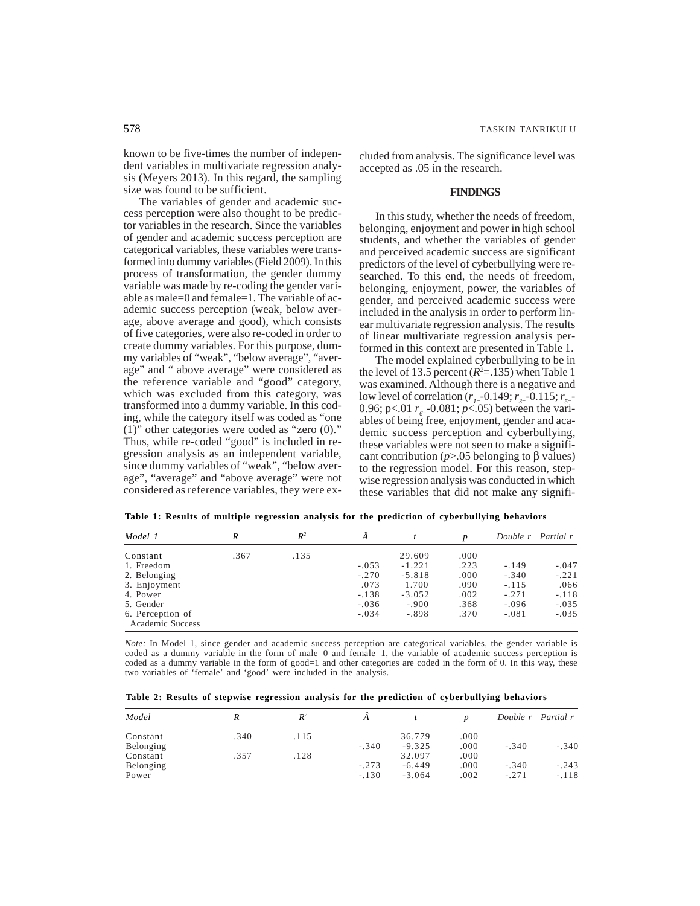known to be five-times the number of independent variables in multivariate regression analysis (Meyers 2013). In this regard, the sampling size was found to be sufficient.

The variables of gender and academic success perception were also thought to be predictor variables in the research. Since the variables of gender and academic success perception are categorical variables, these variables were transformed into dummy variables (Field 2009). In this process of transformation, the gender dummy variable was made by re-coding the gender variable as male=0 and female=1. The variable of academic success perception (weak, below average, above average and good), which consists of five categories, were also re-coded in order to create dummy variables. For this purpose, dummy variables of "weak", "below average", "average" and " above average" were considered as the reference variable and "good" category, which was excluded from this category, was transformed into a dummy variable. In this coding, while the category itself was coded as "one (1)" other categories were coded as "zero (0)." Thus, while re-coded "good" is included in regression analysis as an independent variable, since dummy variables of "weak", "below average", "average" and "above average" were not considered as reference variables, they were excluded from analysis. The significance level was accepted as .05 in the research.

## FINDINGS

In this study, whether the needs of freedom, belonging, enjoyment and power in high school students, and whether the variables of gender and perceived academic success are significant predictors of the level of cyberbullying were researched. To this end, the needs of freedom, belonging, enjoyment, power, the variables of gender, and perceived academic success were included in the analysis in order to perform linear multivariate regression analysis. The results of linear multivariate regression analysis performed in this context are presented in Table 1.

The model explained cyberbullying to be in the level of 13.5 percent ($R^2$=.135) when Table 1 was examined. Although there is a negative and low level of correlation ($r_{1=}$-0.149; $r_{3=}$-0.115; $r_{5=}$-0.96; p<.01 $r_{6=}$-0.081; $p$<.05) between the variables of being free, enjoyment, gender and academic success perception and cyberbullying, these variables were not seen to make a significant contribution ($p$>.05 belonging to β values) to the regression model. For this reason, stepwise regression analysis was conducted in which these variables that did not make any signifi-

**Table 1: Results of multiple regression analysis for the prediction of cyberbullying behaviors**

| *Model 1* | *R* | *$R^2$* | *Â* | *t* | *p* | *Double r* | *Partial r* |
|---|---|---|---|---|---|---|---|
| Constant | .367 | .135 | | 29.609 | .000 | | |
| 1. Freedom | | | -.053 | -1.221 | .223 | -.149 | -.047 |
| 2. Belonging | | | -.270 | -5.818 | .000 | -.340 | -.221 |
| 3. Enjoyment | | | .073 | 1.700 | .090 | -.115 | .066 |
| 4. Power | | | -.138 | -3.052 | .002 | -.271 | -.118 |
| 5. Gender | | | -.036 | -.900 | .368 | -.096 | -.035 |
| 6. Perception of Academic Success | | | -.034 | -.898 | .370 | -.081 | -.035 |

*Note:* In Model 1, since gender and academic success perception are categorical variables, the gender variable is coded as a dummy variable in the form of male=0 and female=1, the variable of academic success perception is coded as a dummy variable in the form of good=1 and other categories are coded in the form of 0. In this way, these two variables of 'female' and 'good' were included in the analysis.

**Table 2: Results of stepwise regression analysis for the prediction of cyberbullying behaviors**

| *Model* | *R* | *$R^2$* | *Â* | *t* | *p* | *Double r* | *Partial r* |
|---|---|---|---|---|---|---|---|
| Constant | .340 | .115 | | 36.779 | .000 | | |
| Belonging | | | -.340 | -9.325 | .000 | -.340 | -.340 |
| Constant | .357 | .128 | | 32.097 | .000 | | |
| Belonging | | | -.273 | -6.449 | .000 | -.340 | -.243 |
| Power | | | -.130 | -3.064 | .002 | -.271 | -.118 |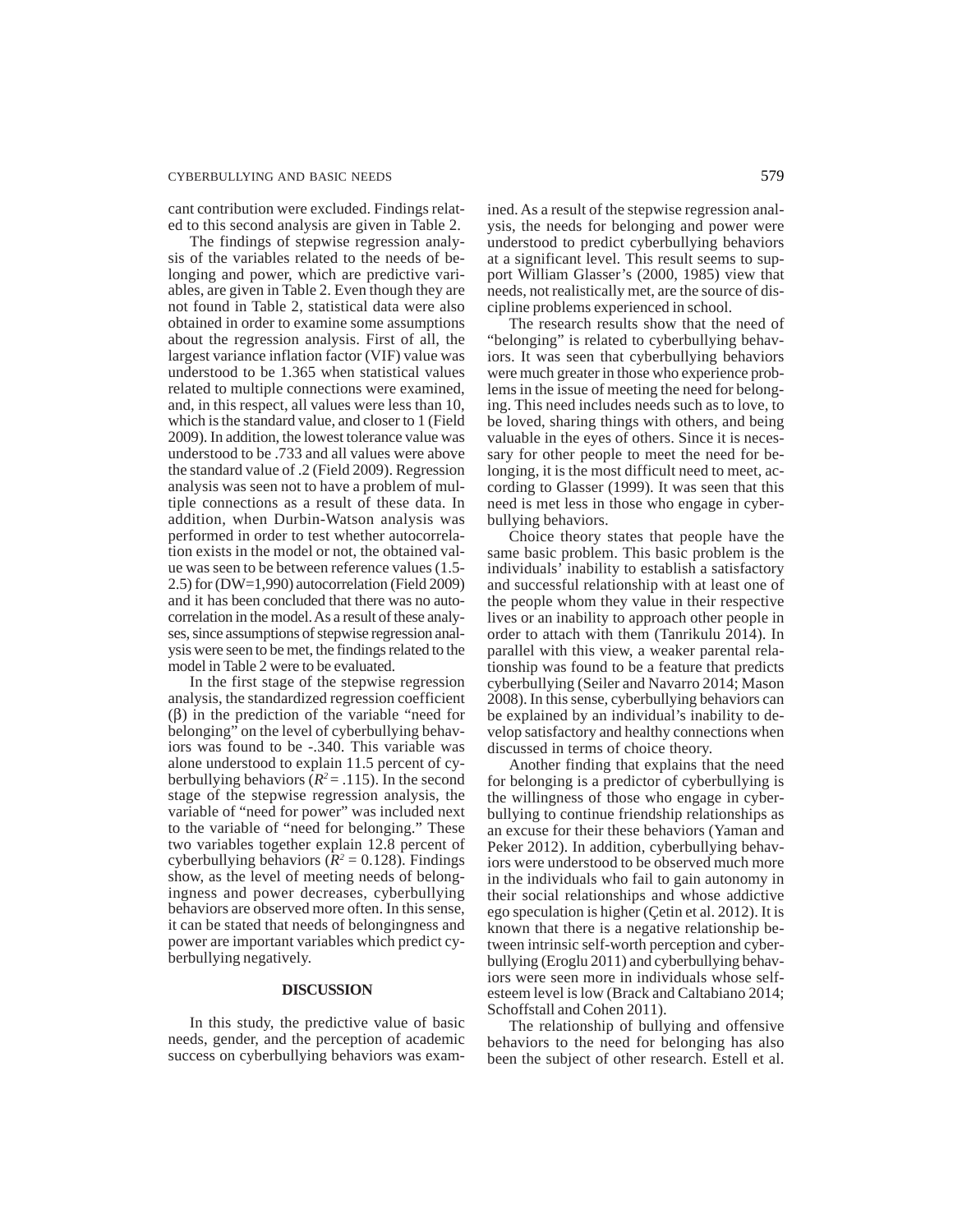cant contribution were excluded. Findings related to this second analysis are given in Table 2.

The findings of stepwise regression analysis of the variables related to the needs of belonging and power, which are predictive variables, are given in Table 2. Even though they are not found in Table 2, statistical data were also obtained in order to examine some assumptions about the regression analysis. First of all, the largest variance inflation factor (VIF) value was understood to be 1.365 when statistical values related to multiple connections were examined, and, in this respect, all values were less than 10, which is the standard value, and closer to 1 (Field 2009). In addition, the lowest tolerance value was understood to be .733 and all values were above the standard value of .2 (Field 2009). Regression analysis was seen not to have a problem of multiple connections as a result of these data. In addition, when Durbin-Watson analysis was performed in order to test whether autocorrelation exists in the model or not, the obtained value was seen to be between reference values (1.5-2.5) for (DW=1,990) autocorrelation (Field 2009) and it has been concluded that there was no autocorrelation in the model. As a result of these analyses, since assumptions of stepwise regression analysis were seen to be met, the findings related to the model in Table 2 were to be evaluated.

In the first stage of the stepwise regression analysis, the standardized regression coefficient (β) in the prediction of the variable "need for belonging" on the level of cyberbullying behaviors was found to be -.340. This variable was alone understood to explain 11.5 percent of cyberbullying behaviors ($R^2$ = .115). In the second stage of the stepwise regression analysis, the variable of "need for power" was included next to the variable of "need for belonging." These two variables together explain 12.8 percent of cyberbullying behaviors ($R^2$ = 0.128). Findings show, as the level of meeting needs of belongingness and power decreases, cyberbullying behaviors are observed more often. In this sense, it can be stated that needs of belongingness and power are important variables which predict cyberbullying negatively.

## DISCUSSION

In this study, the predictive value of basic needs, gender, and the perception of academic success on cyberbullying behaviors was examined. As a result of the stepwise regression analysis, the needs for belonging and power were understood to predict cyberbullying behaviors at a significant level. This result seems to support William Glasser's (2000, 1985) view that needs, not realistically met, are the source of discipline problems experienced in school.

The research results show that the need of "belonging" is related to cyberbullying behaviors. It was seen that cyberbullying behaviors were much greater in those who experience problems in the issue of meeting the need for belonging. This need includes needs such as to love, to be loved, sharing things with others, and being valuable in the eyes of others. Since it is necessary for other people to meet the need for belonging, it is the most difficult need to meet, according to Glasser (1999). It was seen that this need is met less in those who engage in cyberbullying behaviors.

Choice theory states that people have the same basic problem. This basic problem is the individuals' inability to establish a satisfactory and successful relationship with at least one of the people whom they value in their respective lives or an inability to approach other people in order to attach with them (Tanrikulu 2014). In parallel with this view, a weaker parental relationship was found to be a feature that predicts cyberbullying (Seiler and Navarro 2014; Mason 2008). In this sense, cyberbullying behaviors can be explained by an individual's inability to develop satisfactory and healthy connections when discussed in terms of choice theory.

Another finding that explains that the need for belonging is a predictor of cyberbullying is the willingness of those who engage in cyberbullying to continue friendship relationships as an excuse for their these behaviors (Yaman and Peker 2012). In addition, cyberbullying behaviors were understood to be observed much more in the individuals who fail to gain autonomy in their social relationships and whose addictive ego speculation is higher (Çetin et al. 2012). It is known that there is a negative relationship between intrinsic self-worth perception and cyberbullying (Eroglu 2011) and cyberbullying behaviors were seen more in individuals whose self-esteem level is low (Brack and Caltabiano 2014; Schoffstall and Cohen 2011).

The relationship of bullying and offensive behaviors to the need for belonging has also been the subject of other research. Estell et al.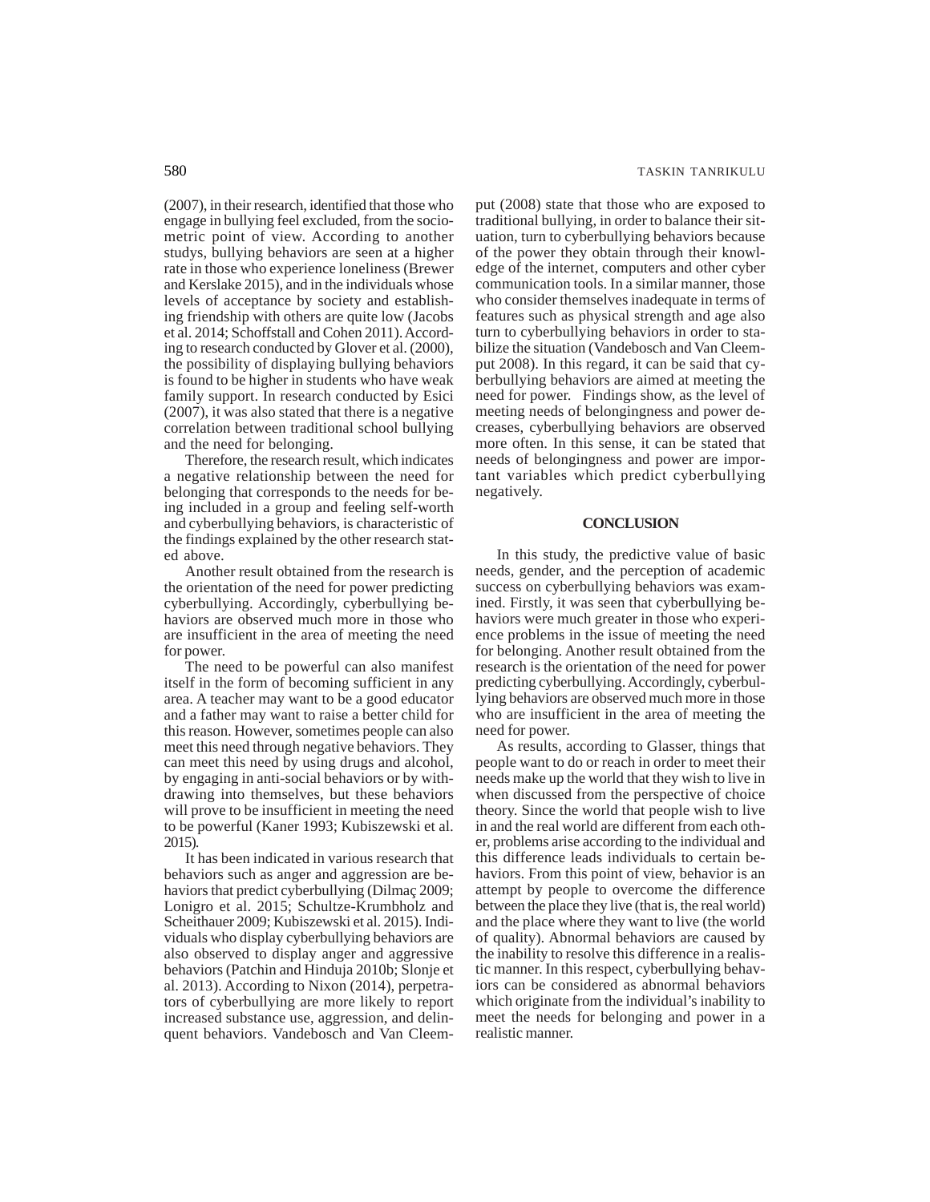(2007), in their research, identified that those who engage in bullying feel excluded, from the sociometric point of view. According to another studys, bullying behaviors are seen at a higher rate in those who experience loneliness (Brewer and Kerslake 2015), and in the individuals whose levels of acceptance by society and establishing friendship with others are quite low (Jacobs et al. 2014; Schoffstall and Cohen 2011). According to research conducted by Glover et al. (2000), the possibility of displaying bullying behaviors is found to be higher in students who have weak family support. In research conducted by Esici (2007), it was also stated that there is a negative correlation between traditional school bullying and the need for belonging.

Therefore, the research result, which indicates a negative relationship between the need for belonging that corresponds to the needs for being included in a group and feeling self-worth and cyberbullying behaviors, is characteristic of the findings explained by the other research stated above.

Another result obtained from the research is the orientation of the need for power predicting cyberbullying. Accordingly, cyberbullying behaviors are observed much more in those who are insufficient in the area of meeting the need for power.

The need to be powerful can also manifest itself in the form of becoming sufficient in any area. A teacher may want to be a good educator and a father may want to raise a better child for this reason. However, sometimes people can also meet this need through negative behaviors. They can meet this need by using drugs and alcohol, by engaging in anti-social behaviors or by withdrawing into themselves, but these behaviors will prove to be insufficient in meeting the need to be powerful (Kaner 1993; Kubiszewski et al. 2015).

It has been indicated in various research that behaviors such as anger and aggression are behaviors that predict cyberbullying (Dilmaç 2009; Lonigro et al. 2015; Schultze-Krumbholz and Scheithauer 2009; Kubiszewski et al. 2015). Individuals who display cyberbullying behaviors are also observed to display anger and aggressive behaviors (Patchin and Hinduja 2010b; Slonje et al. 2013). According to Nixon (2014), perpetrators of cyberbullying are more likely to report increased substance use, aggression, and delinquent behaviors. Vandebosch and Van Cleemput (2008) state that those who are exposed to traditional bullying, in order to balance their situation, turn to cyberbullying behaviors because of the power they obtain through their knowledge of the internet, computers and other cyber communication tools. In a similar manner, those who consider themselves inadequate in terms of features such as physical strength and age also turn to cyberbullying behaviors in order to stabilize the situation (Vandebosch and Van Cleemput 2008). In this regard, it can be said that cyberbullying behaviors are aimed at meeting the need for power. Findings show, as the level of meeting needs of belongingness and power decreases, cyberbullying behaviors are observed more often. In this sense, it can be stated that needs of belongingness and power are important variables which predict cyberbullying negatively.

## CONCLUSION

In this study, the predictive value of basic needs, gender, and the perception of academic success on cyberbullying behaviors was examined. Firstly, it was seen that cyberbullying behaviors were much greater in those who experience problems in the issue of meeting the need for belonging. Another result obtained from the research is the orientation of the need for power predicting cyberbullying. Accordingly, cyberbullying behaviors are observed much more in those who are insufficient in the area of meeting the need for power.

As results, according to Glasser, things that people want to do or reach in order to meet their needs make up the world that they wish to live in when discussed from the perspective of choice theory. Since the world that people wish to live in and the real world are different from each other, problems arise according to the individual and this difference leads individuals to certain behaviors. From this point of view, behavior is an attempt by people to overcome the difference between the place they live (that is, the real world) and the place where they want to live (the world of quality). Abnormal behaviors are caused by the inability to resolve this difference in a realistic manner. In this respect, cyberbullying behaviors can be considered as abnormal behaviors which originate from the individual's inability to meet the needs for belonging and power in a realistic manner.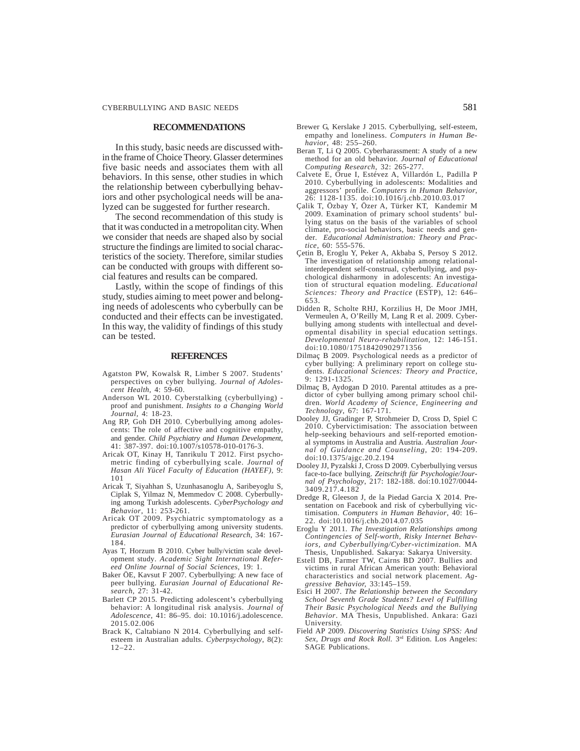## RECOMMENDATIONS

In this study, basic needs are discussed within the frame of Choice Theory. Glasser determines five basic needs and associates them with all behaviors. In this sense, other studies in which the relationship between cyberbullying behaviors and other psychological needs will be analyzed can be suggested for further research.

The second recommendation of this study is that it was conducted in a metropolitan city. When we consider that needs are shaped also by social structure the findings are limited to social characteristics of the society. Therefore, similar studies can be conducted with groups with different social features and results can be compared.

Lastly, within the scope of findings of this study, studies aiming to meet power and belonging needs of adolescents who cyberbully can be conducted and their effects can be investigated. In this way, the validity of findings of this study can be tested.

## REFERENCES

Agatston PW, Kowalsk R, Limber S 2007. Students' perspectives on cyber bullying. *Journal of Adolescent Health,* 4: 59-60.

Anderson WL 2010. Cyberstalking (cyberbullying) - proof and punishment. *Insights to a Changing World Journal,* 4: 18-23.

Ang RP, Goh DH 2010. Cyberbullying among adolescents: The role of affective and cognitive empathy, and gender. *Child Psychiatry and Human Development,* 41: 387-397. doi:10.1007/s10578-010-0176-3.

Aricak OT, Kinay H, Tanrikulu T 2012. First psychometric finding of cyberbullying scale. *Journal of Hasan Ali Yücel Faculty of Education (HAYEF),* 9: 101

Aricak T, Siyahhan S, Uzunhasanoglu A, Saribeyoglu S, Ciplak S, Yilmaz N, Memmedov C 2008. Cyberbullying among Turkish adolescents. *CyberPsychology and Behavior,* 11: 253-261.

Aricak OT 2009. Psychiatric symptomatology as a predictor of cyberbullying among university students. *Eurasian Journal of Educational Research,* 34: 167-184.

Ayas T, Horzum B 2010. Cyber bully/victim scale development study. *Academic Sight International Refereed Online Journal of Social Sciences,* 19: 1.

Baker ÖE, Kavsut F 2007. Cyberbullying: A new face of peer bullying. *Eurasian Journal of Educational Research,* 27: 31-42.

Barlett CP 2015. Predicting adolescent's cyberbullying behavior: A longitudinal risk analysis. *Journal of Adolescence,* 41: 86–95. doi: 10.1016/j.adolescence.2015.02.006

Brack K, Caltabiano N 2014. Cyberbullying and self-esteem in Australian adults. *Cyberpsychology,* 8(2): 12–22.

Brewer G, Kerslake J 2015. Cyberbullying, self-esteem, empathy and loneliness. *Computers in Human Behavior,* 48: 255–260.

Beran T, Li Q 2005. Cyberharassment: A study of a new method for an old behavior. *Journal of Educational Computing Research,* 32: 265-277.

Calvete E, Orue I, Estévez A, Villardón L, Padilla P 2010. Cyberbullying in adolescents: Modalities and aggressors' profile. *Computers in Human Behavior,* 26: 1128-1135. doi:10.1016/j.chb.2010.03.017

Çalik T, Özbay Y, Özer A, Türker KT, Kandemir M 2009. Examination of primary school students' bullying status on the basis of the variables of school climate, pro-social behaviors, basic needs and gender. *Educational Administration: Theory and Practice,* 60: 555-576.

Çetin B, Eroglu Y, Peker A, Akbaba S, Persoy S 2012. The investigation of relationship among relational-interdependent self-construal, cyberbullying, and psychological disharmony in adolescents: An investigation of structural equation modeling. *Educational Sciences: Theory and Practice* (ESTP), 12: 646–653.

Didden R, Scholte RHJ, Korzilius H, De Moor JMH, Vermeulen A, O'Reilly M, Lang R et al. 2009. Cyberbullying among students with intellectual and developmental disability in special education settings. *Developmental Neuro-rehabilitation,* 12: 146-151. doi:10.1080/17518420902971356

Dilmaç B 2009. Psychological needs as a predictor of cyber bullying: A preliminary report on college students. *Educational Sciences: Theory and Practice,* 9: 1291-1325.

Dilmaç B, Aydogan D 2010. Parental attitudes as a predictor of cyber bullying among primary school children. *World Academy of Science, Engineering and Technology,* 67: 167-171.

Dooley JJ, Gradinger P, Strohmeier D, Cross D, Spiel C 2010. Cybervictimisation: The association between help-seeking behaviours and self-reported emotional symptoms in Australia and Austria. *Australian Journal of Guidance and Counseling,* 20: 194-209. doi:10.1375/ajgc.20.2.194

Dooley JJ, Pyzalski J, Cross D 2009. Cyberbullying versus face-to-face bullying. *Zeitschrift für Psychologie/Journal of Psychology,* 217: 182-188. doi:10.1027/0044-3409.217.4.182

Dredge R, Gleeson J, de la Piedad Garcia X 2014. Presentation on Facebook and risk of cyberbullying victimisation. *Computers in Human Behavior,* 40: 16–22. doi:10.1016/j.chb.2014.07.035

Eroglu Y 2011. *The Investigation Relationships among Contingencies of Self-worth, Risky Internet Behaviors, and Cyberbullying/Cyber-victimization.* MA Thesis, Unpublished. Sakarya: Sakarya University.

Estell DB, Farmer TW, Cairns BD 2007. Bullies and victims in rural African American youth: Behavioral characteristics and social network placement. *Aggressive Behavior,* 33:145–159.

Esici H 2007. *The Relationship between the Secondary School Seventh Grade Students? Level of Fulfilling Their Basic Psychological Needs and the Bullying Behavior.* MA Thesis, Unpublished. Ankara: Gazi University.

Field AP 2009. *Discovering Statistics Using SPSS: And Sex, Drugs and Rock Roll.* 3rd Edition. Los Angeles: SAGE Publications.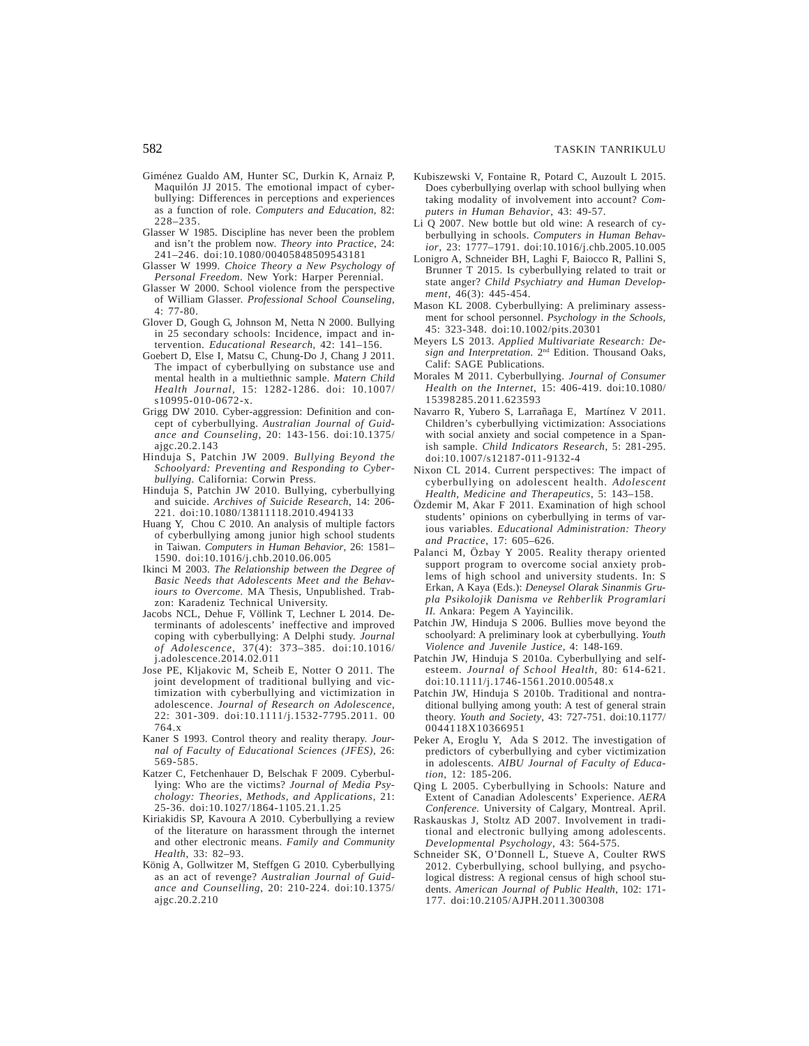Giménez Gualdo AM, Hunter SC, Durkin K, Arnaiz P, Maquilón JJ 2015. The emotional impact of cyberbullying: Differences in perceptions and experiences as a function of role. *Computers and Education*, 82: 228–235.

Glasser W 1985. Discipline has never been the problem and isn't the problem now. *Theory into Practice*, 24: 241–246. doi:10.1080/00405848509543181

Glasser W 1999. *Choice Theory a New Psychology of Personal Freedom*. New York: Harper Perennial.

Glasser W 2000. School violence from the perspective of William Glasser. *Professional School Counseling*, 4: 77-80.

Glover D, Gough G, Johnson M, Netta N 2000. Bullying in 25 secondary schools: Incidence, impact and intervention. *Educational Research*, 42: 141–156.

Goebert D, Else I, Matsu C, Chung-Do J, Chang J 2011. The impact of cyberbullying on substance use and mental health in a multiethnic sample. *Matern Child Health Journal*, 15: 1282-1286. doi: 10.1007/s10995-010-0672-x.

Grigg DW 2010. Cyber-aggression: Definition and concept of cyberbullying. *Australian Journal of Guidance and Counseling*, 20: 143-156. doi:10.1375/ajgc.20.2.143

Hinduja S, Patchin JW 2009. *Bullying Beyond the Schoolyard: Preventing and Responding to Cyberbullying*. California: Corwin Press.

Hinduja S, Patchin JW 2010. Bullying, cyberbullying and suicide. *Archives of Suicide Research*, 14: 206-221. doi:10.1080/13811118.2010.494133

Huang Y, Chou C 2010. An analysis of multiple factors of cyberbullying among junior high school students in Taiwan. *Computers in Human Behavior*, 26: 1581–1590. doi:10.1016/j.chb.2010.06.005

Ikinci M 2003. *The Relationship between the Degree of Basic Needs that Adolescents Meet and the Behaviours to Overcome*. MA Thesis, Unpublished. Trabzon: Karadeniz Technical University.

Jacobs NCL, Dehue F, Völlink T, Lechner L 2014. Determinants of adolescents' ineffective and improved coping with cyberbullying: A Delphi study. *Journal of Adolescence*, 37(4): 373–385. doi:10.1016/j.adolescence.2014.02.011

Jose PE, Kljakovic M, Scheib E, Notter O 2011. The joint development of traditional bullying and victimization with cyberbullying and victimization in adolescence. *Journal of Research on Adolescence*, 22: 301-309. doi:10.1111/j.1532-7795.2011.00764.x

Kaner S 1993. Control theory and reality therapy. *Journal of Faculty of Educational Sciences (JFES)*, 26: 569-585.

Katzer C, Fetchenhauer D, Belschak F 2009. Cyberbullying: Who are the victims? *Journal of Media Psychology: Theories, Methods, and Applications*, 21: 25-36. doi:10.1027/1864-1105.21.1.25

Kiriakidis SP, Kavoura A 2010. Cyberbullying a review of the literature on harassment through the internet and other electronic means. *Family and Community Health*, 33: 82–93.

König A, Gollwitzer M, Steffgen G 2010. Cyberbullying as an act of revenge? *Australian Journal of Guidance and Counselling*, 20: 210-224. doi:10.1375/ajgc.20.2.210

Kubiszewski V, Fontaine R, Potard C, Auzoult L 2015. Does cyberbullying overlap with school bullying when taking modality of involvement into account? *Computers in Human Behavior*, 43: 49-57.

Li Q 2007. New bottle but old wine: A research of cyberbullying in schools. *Computers in Human Behavior*, 23: 1777–1791. doi:10.1016/j.chb.2005.10.005

Lonigro A, Schneider BH, Laghi F, Baiocco R, Pallini S, Brunner T 2015. Is cyberbullying related to trait or state anger? *Child Psychiatry and Human Development*, 46(3): 445-454.

Mason KL 2008. Cyberbullying: A preliminary assessment for school personnel. *Psychology in the Schools*, 45: 323-348. doi:10.1002/pits.20301

Meyers LS 2013. *Applied Multivariate Research: Design and Interpretation*. 2nd Edition. Thousand Oaks, Calif: SAGE Publications.

Morales M 2011. Cyberbullying. *Journal of Consumer Health on the Internet*, 15: 406-419. doi:10.1080/15398285.2011.623593

Navarro R, Yubero S, Larrañaga E, Martínez V 2011. Children's cyberbullying victimization: Associations with social anxiety and social competence in a Spanish sample. *Child Indicators Research*, 5: 281-295. doi:10.1007/s12187-011-9132-4

Nixon CL 2014. Current perspectives: The impact of cyberbullying on adolescent health. *Adolescent Health, Medicine and Therapeutics*, 5: 143–158.

Özdemir M, Akar F 2011. Examination of high school students' opinions on cyberbullying in terms of various variables. *Educational Administration: Theory and Practice*, 17: 605–626.

Palanci M, Özbay Y 2005. Reality therapy oriented support program to overcome social anxiety problems of high school and university students. In: S Erkan, A Kaya (Eds.): *Deneysel Olarak Sinanmis Grupla Psikolojik Danisma ve Rehberlik Programlari II*. Ankara: Pegem A Yayincilik.

Patchin JW, Hinduja S 2006. Bullies move beyond the schoolyard: A preliminary look at cyberbullying. *Youth Violence and Juvenile Justice*, 4: 148-169.

Patchin JW, Hinduja S 2010a. Cyberbullying and self-esteem. *Journal of School Health*, 80: 614-621. doi:10.1111/j.1746-1561.2010.00548.x

Patchin JW, Hinduja S 2010b. Traditional and nontraditional bullying among youth: A test of general strain theory. *Youth and Society*, 43: 727-751. doi:10.1177/0044118X10366951

Peker A, Eroglu Y, Ada S 2012. The investigation of predictors of cyberbullying and cyber victimization in adolescents. *AIBU Journal of Faculty of Education*, 12: 185-206.

Qing L 2005. Cyberbullying in Schools: Nature and Extent of Canadian Adolescents' Experience. *AERA Conference*. University of Calgary, Montreal. April.

Raskauskas J, Stoltz AD 2007. Involvement in traditional and electronic bullying among adolescents. *Developmental Psychology*, 43: 564-575.

Schneider SK, O'Donnell L, Stueve A, Coulter RWS 2012. Cyberbullying, school bullying, and psychological distress: A regional census of high school students. *American Journal of Public Health*, 102: 171-177. doi:10.2105/AJPH.2011.300308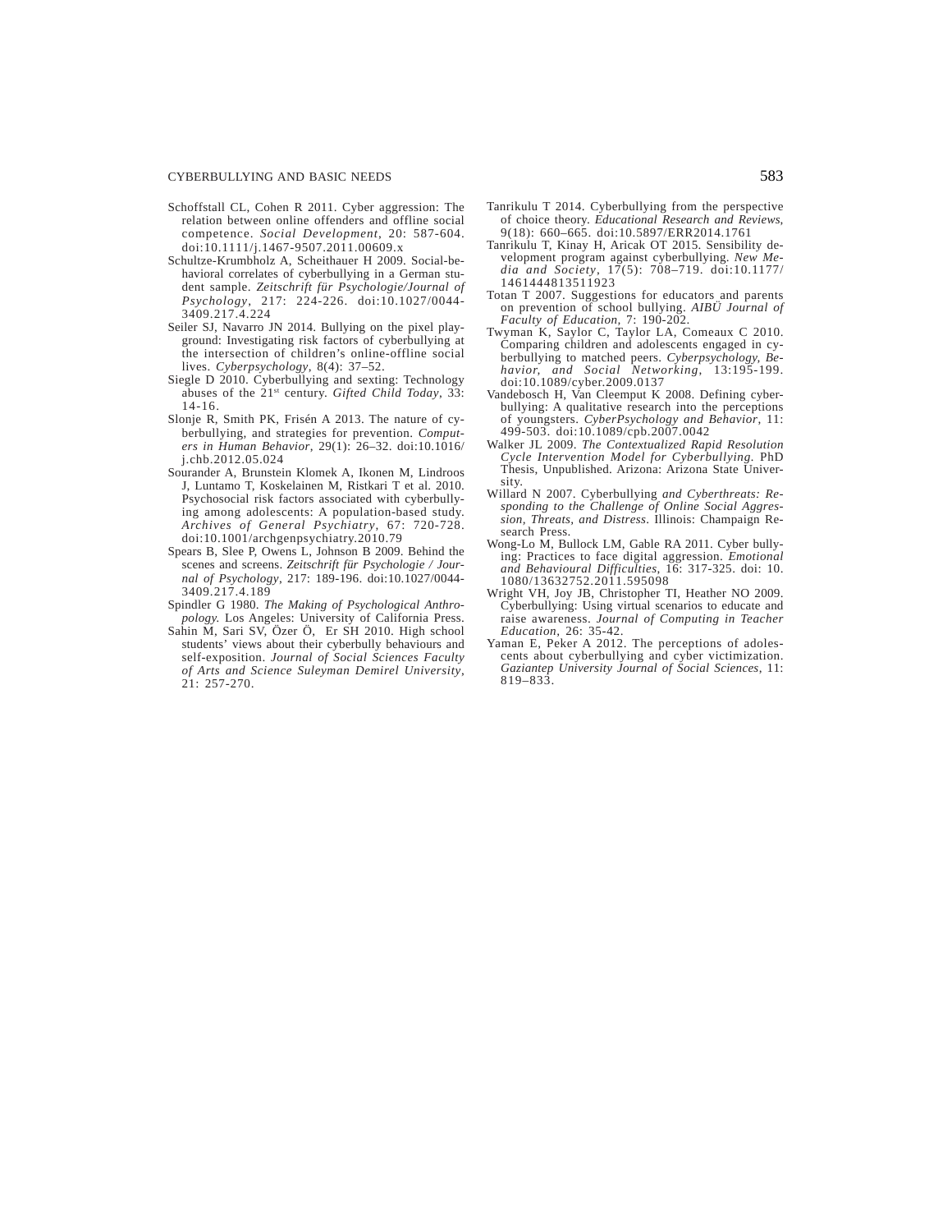Schoffstall CL, Cohen R 2011. Cyber aggression: The relation between online offenders and offline social competence. *Social Development*, 20: 587-604. doi:10.1111/j.1467-9507.2011.00609.x

Schultze-Krumbholz A, Scheithauer H 2009. Social-behavioral correlates of cyberbullying in a German student sample. *Zeitschrift für Psychologie/Journal of Psychology*, 217: 224-226. doi:10.1027/0044-3409.217.4.224

Seiler SJ, Navarro JN 2014. Bullying on the pixel playground: Investigating risk factors of cyberbullying at the intersection of children's online-offline social lives. *Cyberpsychology*, 8(4): 37–52.

Siegle D 2010. Cyberbullying and sexting: Technology abuses of the 21st century. *Gifted Child Today*, 33: 14-16.

Slonje R, Smith PK, Frisén A 2013. The nature of cyberbullying, and strategies for prevention. *Computers in Human Behavior*, 29(1): 26–32. doi:10.1016/j.chb.2012.05.024

Sourander A, Brunstein Klomek A, Ikonen M, Lindroos J, Luntamo T, Koskelainen M, Ristkari T et al. 2010. Psychosocial risk factors associated with cyberbullying among adolescents: A population-based study. *Archives of General Psychiatry*, 67: 720-728. doi:10.1001/archgenpsychiatry.2010.79

Spears B, Slee P, Owens L, Johnson B 2009. Behind the scenes and screens. *Zeitschrift für Psychologie / Journal of Psychology*, 217: 189-196. doi:10.1027/0044-3409.217.4.189

Spindler G 1980. *The Making of Psychological Anthropology.* Los Angeles: University of California Press.

Sahin M, Sari SV, Özer Ö, Er SH 2010. High school students' views about their cyberbully behaviours and self-exposition. *Journal of Social Sciences Faculty of Arts and Science Suleyman Demirel University*, 21: 257-270.

Tanrikulu T 2014. Cyberbullying from the perspective of choice theory. *Educational Research and Reviews*, 9(18): 660–665. doi:10.5897/ERR2014.1761

Tanrikulu T, Kinay H, Aricak OT 2015. Sensibility development program against cyberbullying. *New Media and Society*, 17(5): 708–719. doi:10.1177/1461444813511923

Totan T 2007. Suggestions for educators and parents on prevention of school bullying. *AIBÜ Journal of Faculty of Education*, 7: 190-202.

Twyman K, Saylor C, Taylor LA, Comeaux C 2010. Comparing children and adolescents engaged in cyberbullying to matched peers. *Cyberpsychology, Behavior, and Social Networking*, 13:195-199. doi:10.1089/cyber.2009.0137

Vandebosch H, Van Cleemput K 2008. Defining cyberbullying: A qualitative research into the perceptions of youngsters. *CyberPsychology and Behavior*, 11: 499-503. doi:10.1089/cpb.2007.0042

Walker JL 2009. *The Contextualized Rapid Resolution Cycle Intervention Model for Cyberbullying.* PhD Thesis, Unpublished. Arizona: Arizona State University.

Willard N 2007. Cyberbullying *and Cyberthreats: Responding to the Challenge of Online Social Aggression, Threats, and Distress*. Illinois: Champaign Research Press.

Wong-Lo M, Bullock LM, Gable RA 2011. Cyber bullying: Practices to face digital aggression. *Emotional and Behavioural Difficulties*, 16: 317-325. doi: 10.1080/13632752.2011.595098

Wright VH, Joy JB, Christopher TI, Heather NO 2009. Cyberbullying: Using virtual scenarios to educate and raise awareness. *Journal of Computing in Teacher Education*, 26: 35-42.

Yaman E, Peker A 2012. The perceptions of adolescents about cyberbullying and cyber victimization. *Gaziantep University Journal of Social Sciences*, 11: 819–833.